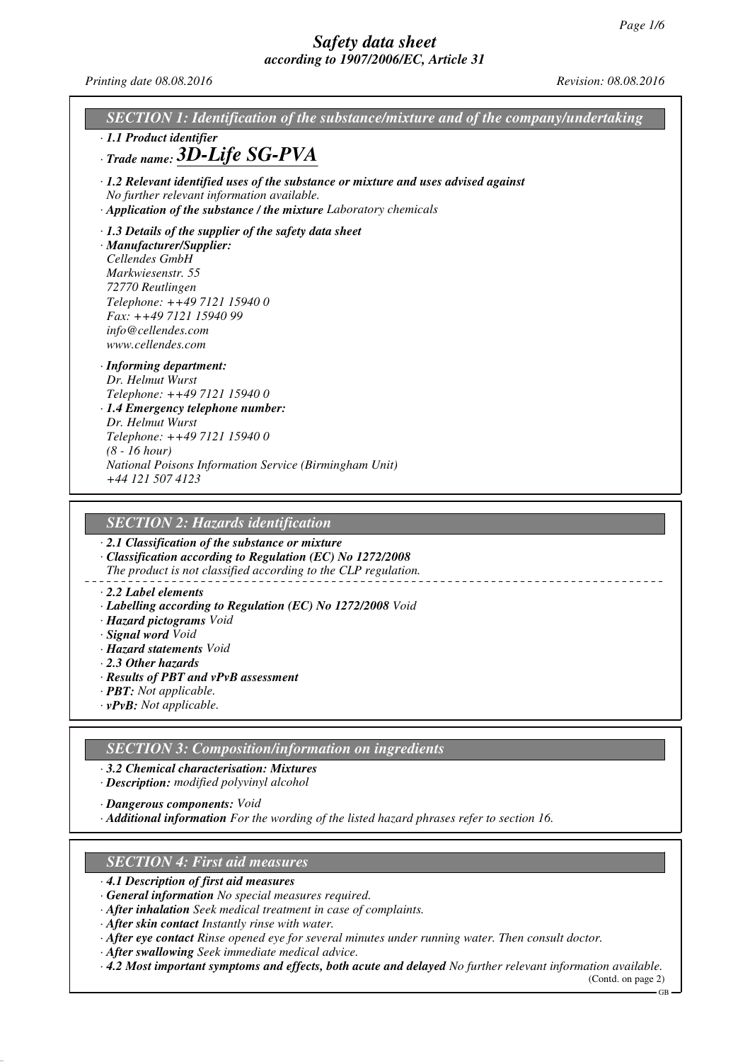# Safety data sheet
## according to 1907/2006/EC, Article 31

*Printing date 08.08.2016* *Revision: 08.08.2016*

## SECTION 1: Identification of the substance/mixture and of the company/undertaking

· **1.1 Product identifier**

· **Trade name: 3D-Life SG-PVA**

· **1.2 Relevant identified uses of the substance or mixture and uses advised against**
No further relevant information available.

· **Application of the substance / the mixture** Laboratory chemicals

· **1.3 Details of the supplier of the safety data sheet**

· **Manufacturer/Supplier:**
Cellendes GmbH
Markwiesenstr. 55
72770 Reutlingen
Telephone: ++49 7121 15940 0
Fax: ++49 7121 15940 99
info@cellendes.com
www.cellendes.com

· **Informing department:**
Dr. Helmut Wurst
Telephone: ++49 7121 15940 0

· **1.4 Emergency telephone number:**
Dr. Helmut Wurst
Telephone: ++49 7121 15940 0
(8 - 16 hour)
National Poisons Information Service (Birmingham Unit)
+44 121 507 4123

## SECTION 2: Hazards identification

· **2.1 Classification of the substance or mixture**

· **Classification according to Regulation (EC) No 1272/2008**
The product is not classified according to the CLP regulation.

· **2.2 Label elements**

· **Labelling according to Regulation (EC) No 1272/2008** Void

· **Hazard pictograms** Void

· **Signal word** Void

· **Hazard statements** Void

· **2.3 Other hazards**

· **Results of PBT and vPvB assessment**

· **PBT:** Not applicable.

· **vPvB:** Not applicable.

## SECTION 3: Composition/information on ingredients

· **3.2 Chemical characterisation: Mixtures**

· **Description:** modified polyvinyl alcohol

· **Dangerous components:** Void

· **Additional information** For the wording of the listed hazard phrases refer to section 16.

## SECTION 4: First aid measures

· **4.1 Description of first aid measures**

· **General information** No special measures required.

· **After inhalation** Seek medical treatment in case of complaints.

· **After skin contact** Instantly rinse with water.

· **After eye contact** Rinse opened eye for several minutes under running water. Then consult doctor.

· **After swallowing** Seek immediate medical advice.

· **4.2 Most important symptoms and effects, both acute and delayed** No further relevant information available.

(Contd. on page 2)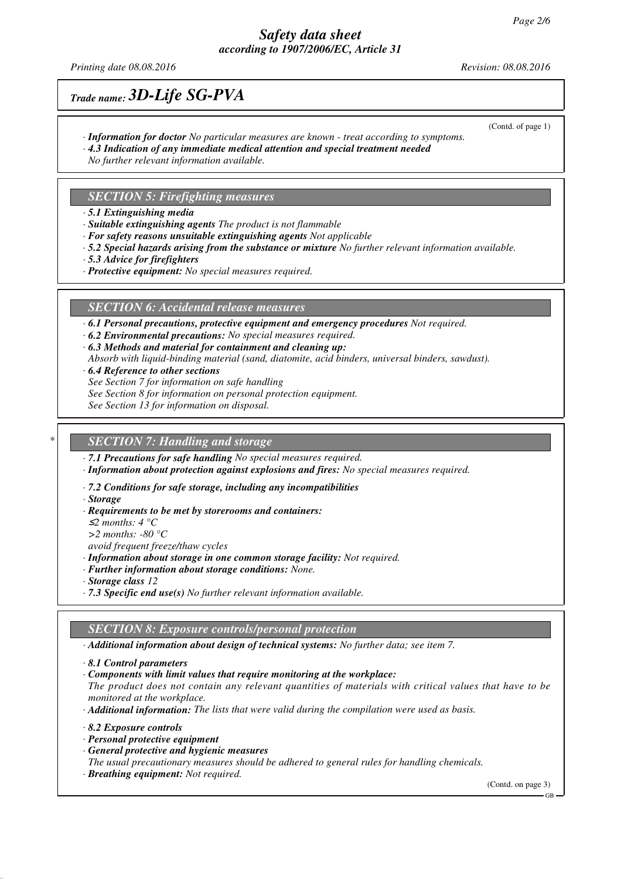(Contd. of page 1)

· ***Information for doctor*** *No particular measures are known - treat according to symptoms.*
· ***4.3 Indication of any immediate medical attention and special treatment needed***
*No further relevant information available.*

## SECTION 5: Firefighting measures

· ***5.1 Extinguishing media***
· ***Suitable extinguishing agents*** *The product is not flammable*
· ***For safety reasons unsuitable extinguishing agents*** *Not applicable*
· ***5.2 Special hazards arising from the substance or mixture*** *No further relevant information available.*
· ***5.3 Advice for firefighters***
· ***Protective equipment:*** *No special measures required.*

## SECTION 6: Accidental release measures

· ***6.1 Personal precautions, protective equipment and emergency procedures*** *Not required.*
· ***6.2 Environmental precautions:*** *No special measures required.*
· ***6.3 Methods and material for containment and cleaning up:***
*Absorb with liquid-binding material (sand, diatomite, acid binders, universal binders, sawdust).*
· ***6.4 Reference to other sections***
*See Section 7 for information on safe handling*
*See Section 8 for information on personal protection equipment.*
*See Section 13 for information on disposal.*

## * SECTION 7: Handling and storage

· ***7.1 Precautions for safe handling*** *No special measures required.*
· ***Information about protection against explosions and fires:*** *No special measures required.*

· ***7.2 Conditions for safe storage, including any incompatibilities***
· ***Storage***
· ***Requirements to be met by storerooms and containers:***
*≤2 months: 4 °C*
*>2 months: -80 °C*
*avoid frequent freeze/thaw cycles*
· ***Information about storage in one common storage facility:*** *Not required.*
· ***Further information about storage conditions:*** *None.*
· ***Storage class*** *12*
· ***7.3 Specific end use(s)*** *No further relevant information available.*

## SECTION 8: Exposure controls/personal protection

· ***Additional information about design of technical systems:*** *No further data; see item 7.*

· ***8.1 Control parameters***
· ***Components with limit values that require monitoring at the workplace:***
*The product does not contain any relevant quantities of materials with critical values that have to be monitored at the workplace.*
· ***Additional information:*** *The lists that were valid during the compilation were used as basis.*

· ***8.2 Exposure controls***
· ***Personal protective equipment***
· ***General protective and hygienic measures***
*The usual precautionary measures should be adhered to general rules for handling chemicals.*
· ***Breathing equipment:*** *Not required.*

(Contd. on page 3)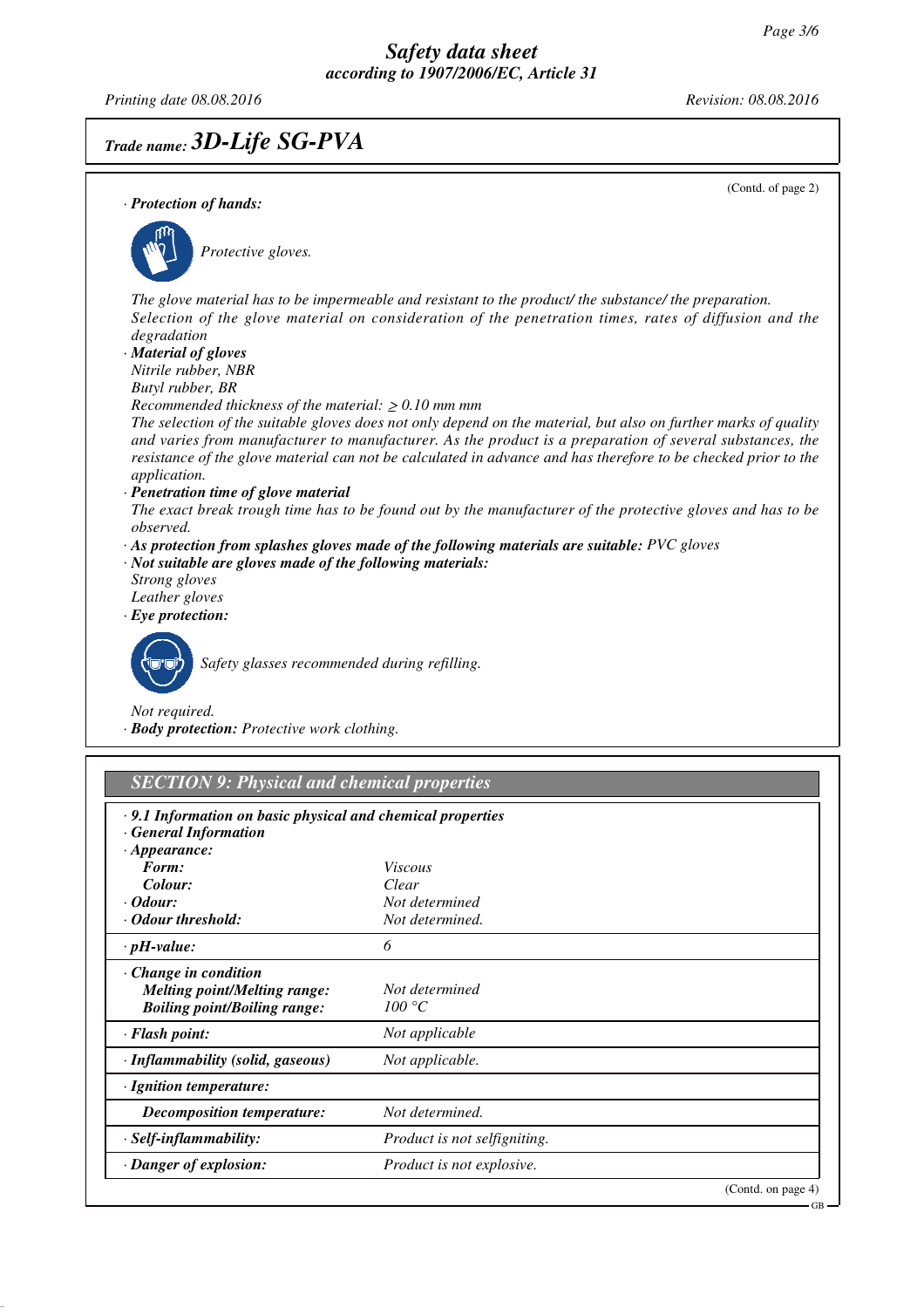# Trade name: 3D-Life SG-PVA

(Contd. of page 2)

· **Protection of hands:**

Protective gloves.

The glove material has to be impermeable and resistant to the product/ the substance/ the preparation.
Selection of the glove material on consideration of the penetration times, rates of diffusion and the degradation

· **Material of gloves**
Nitrile rubber, NBR
Butyl rubber, BR
Recommended thickness of the material: ≥ 0.10 mm mm
The selection of the suitable gloves does not only depend on the material, but also on further marks of quality and varies from manufacturer to manufacturer. As the product is a preparation of several substances, the resistance of the glove material can not be calculated in advance and has therefore to be checked prior to the application.

· **Penetration time of glove material**
The exact break trough time has to be found out by the manufacturer of the protective gloves and has to be observed.

· **As protection from splashes gloves made of the following materials are suitable:** PVC gloves

· **Not suitable are gloves made of the following materials:**
Strong gloves
Leather gloves

· **Eye protection:**

Safety glasses recommended during refilling.

Not required.

· **Body protection:** Protective work clothing.

## SECTION 9: Physical and chemical properties

· **9.1 Information on basic physical and chemical properties**
· **General Information**
· **Appearance:**

| | |
|---|---|
| **Form:** | Viscous |
| **Colour:** | Clear |
| · **Odour:** | Not determined |
| · **Odour threshold:** | Not determined. |
| · **pH-value:** | 6 |
| · **Change in condition** | |
| **Melting point/Melting range:** | Not determined |
| **Boiling point/Boiling range:** | 100 °C |
| · **Flash point:** | Not applicable |
| · **Inflammability (solid, gaseous)** | Not applicable. |
| · **Ignition temperature:** | |
| **Decomposition temperature:** | Not determined. |
| · **Self-inflammability:** | Product is not selfigniting. |
| · **Danger of explosion:** | Product is not explosive. |

(Contd. on page 4)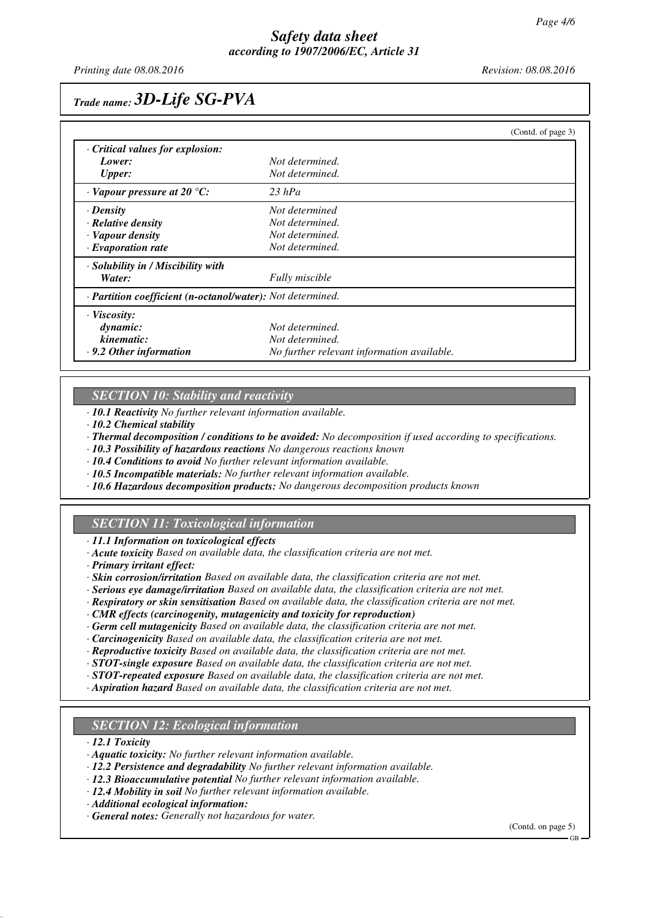*Trade name:* ***3D-Life SG-PVA***

(Contd. of page 3)

| | |
|---|---|
| · ***Critical values for explosion:*** | |
| ***Lower:*** | *Not determined.* |
| ***Upper:*** | *Not determined.* |
| · ***Vapour pressure at 20 °C:*** | *23 hPa* |
| · ***Density*** | *Not determined* |
| · ***Relative density*** | *Not determined.* |
| · ***Vapour density*** | *Not determined.* |
| · ***Evaporation rate*** | *Not determined.* |
| · ***Solubility in / Miscibility with*** | |
| ***Water:*** | *Fully miscible* |
| · ***Partition coefficient (n-octanol/water):*** | *Not determined.* |
| · ***Viscosity:*** | |
| ***dynamic:*** | *Not determined.* |
| ***kinematic:*** | *Not determined.* |
| · ***9.2 Other information*** | *No further relevant information available.* |

## *SECTION 10: Stability and reactivity*

· ***10.1 Reactivity*** *No further relevant information available.*
· ***10.2 Chemical stability***
· ***Thermal decomposition / conditions to be avoided:*** *No decomposition if used according to specifications.*
· ***10.3 Possibility of hazardous reactions*** *No dangerous reactions known*
· ***10.4 Conditions to avoid*** *No further relevant information available.*
· ***10.5 Incompatible materials:*** *No further relevant information available.*
· ***10.6 Hazardous decomposition products:*** *No dangerous decomposition products known*

## *SECTION 11: Toxicological information*

· ***11.1 Information on toxicological effects***
· ***Acute toxicity*** *Based on available data, the classification criteria are not met.*
· ***Primary irritant effect:***
· ***Skin corrosion/irritation*** *Based on available data, the classification criteria are not met.*
· ***Serious eye damage/irritation*** *Based on available data, the classification criteria are not met.*
· ***Respiratory or skin sensitisation*** *Based on available data, the classification criteria are not met.*
· ***CMR effects (carcinogenity, mutagenicity and toxicity for reproduction)***
· ***Germ cell mutagenicity*** *Based on available data, the classification criteria are not met.*
· ***Carcinogenicity*** *Based on available data, the classification criteria are not met.*
· ***Reproductive toxicity*** *Based on available data, the classification criteria are not met.*
· ***STOT-single exposure*** *Based on available data, the classification criteria are not met.*
· ***STOT-repeated exposure*** *Based on available data, the classification criteria are not met.*
· ***Aspiration hazard*** *Based on available data, the classification criteria are not met.*

## *SECTION 12: Ecological information*

· ***12.1 Toxicity***
· ***Aquatic toxicity:*** *No further relevant information available.*
· ***12.2 Persistence and degradability*** *No further relevant information available.*
· ***12.3 Bioaccumulative potential*** *No further relevant information available.*
· ***12.4 Mobility in soil*** *No further relevant information available.*
· ***Additional ecological information:***
· ***General notes:*** *Generally not hazardous for water.*

(Contd. on page 5)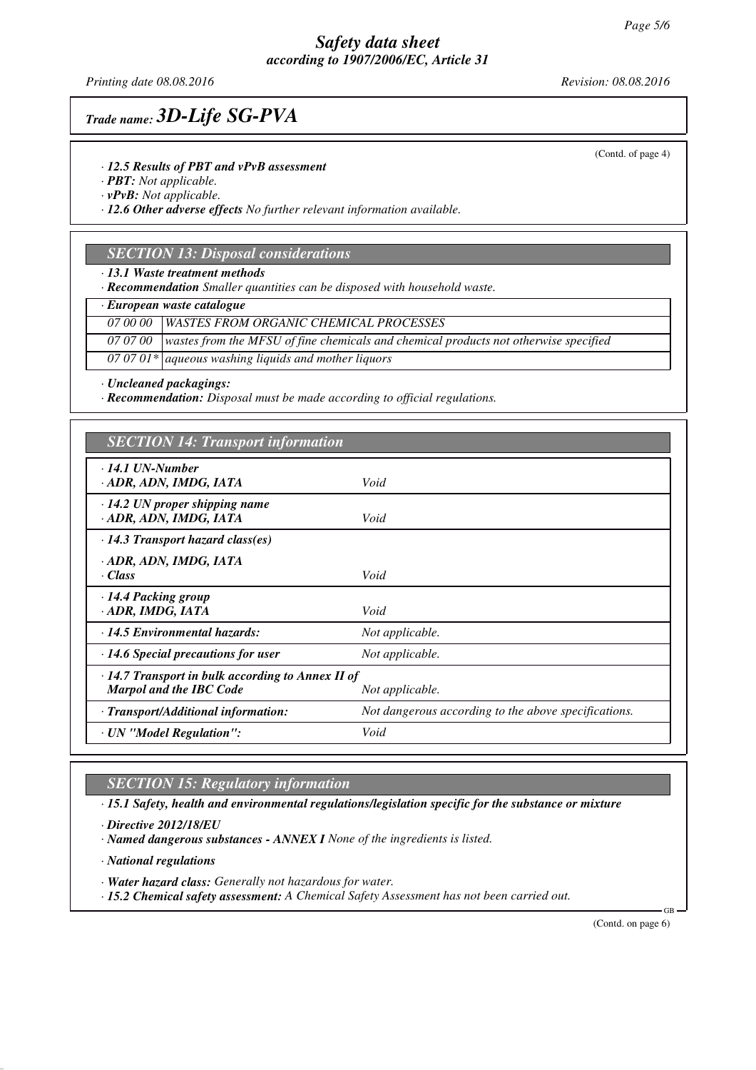*Trade name:* ***3D-Life SG-PVA***

(Contd. of page 4)

· ***12.5 Results of PBT and vPvB assessment***
· ***PBT:*** *Not applicable.*
· ***vPvB:*** *Not applicable.*
· ***12.6 Other adverse effects*** *No further relevant information available.*

## *SECTION 13: Disposal considerations*

· ***13.1 Waste treatment methods***
· ***Recommendation*** *Smaller quantities can be disposed with household waste.*

| · ***European waste catalogue*** | |
|---|---|
| *07 00 00* | *WASTES FROM ORGANIC CHEMICAL PROCESSES* |
| *07 07 00* | *wastes from the MFSU of fine chemicals and chemical products not otherwise specified* |
| *07 07 01** | *aqueous washing liquids and mother liquors* |

· ***Uncleaned packagings:***
· ***Recommendation:*** *Disposal must be made according to official regulations.*

## *SECTION 14: Transport information*

| | |
|---|---|
| · ***14.1 UN-Number*** <br> · ***ADR, ADN, IMDG, IATA*** | *Void* |
| · ***14.2 UN proper shipping name*** <br> · ***ADR, ADN, IMDG, IATA*** | *Void* |
| · ***14.3 Transport hazard class(es)*** <br> · ***ADR, ADN, IMDG, IATA*** <br> · ***Class*** | *Void* |
| · ***14.4 Packing group*** <br> · ***ADR, IMDG, IATA*** | *Void* |
| · ***14.5 Environmental hazards:*** | *Not applicable.* |
| · ***14.6 Special precautions for user*** | *Not applicable.* |
| · ***14.7 Transport in bulk according to Annex II of Marpol and the IBC Code*** | *Not applicable.* |
| · ***Transport/Additional information:*** | *Not dangerous according to the above specifications.* |
| · ***UN "Model Regulation":*** | *Void* |

## *SECTION 15: Regulatory information*

· ***15.1 Safety, health and environmental regulations/legislation specific for the substance or mixture***

· ***Directive 2012/18/EU***
· ***Named dangerous substances - ANNEX I*** *None of the ingredients is listed.*

· ***National regulations***

· ***Water hazard class:*** *Generally not hazardous for water.*
· ***15.2 Chemical safety assessment:*** *A Chemical Safety Assessment has not been carried out.*

(Contd. on page 6)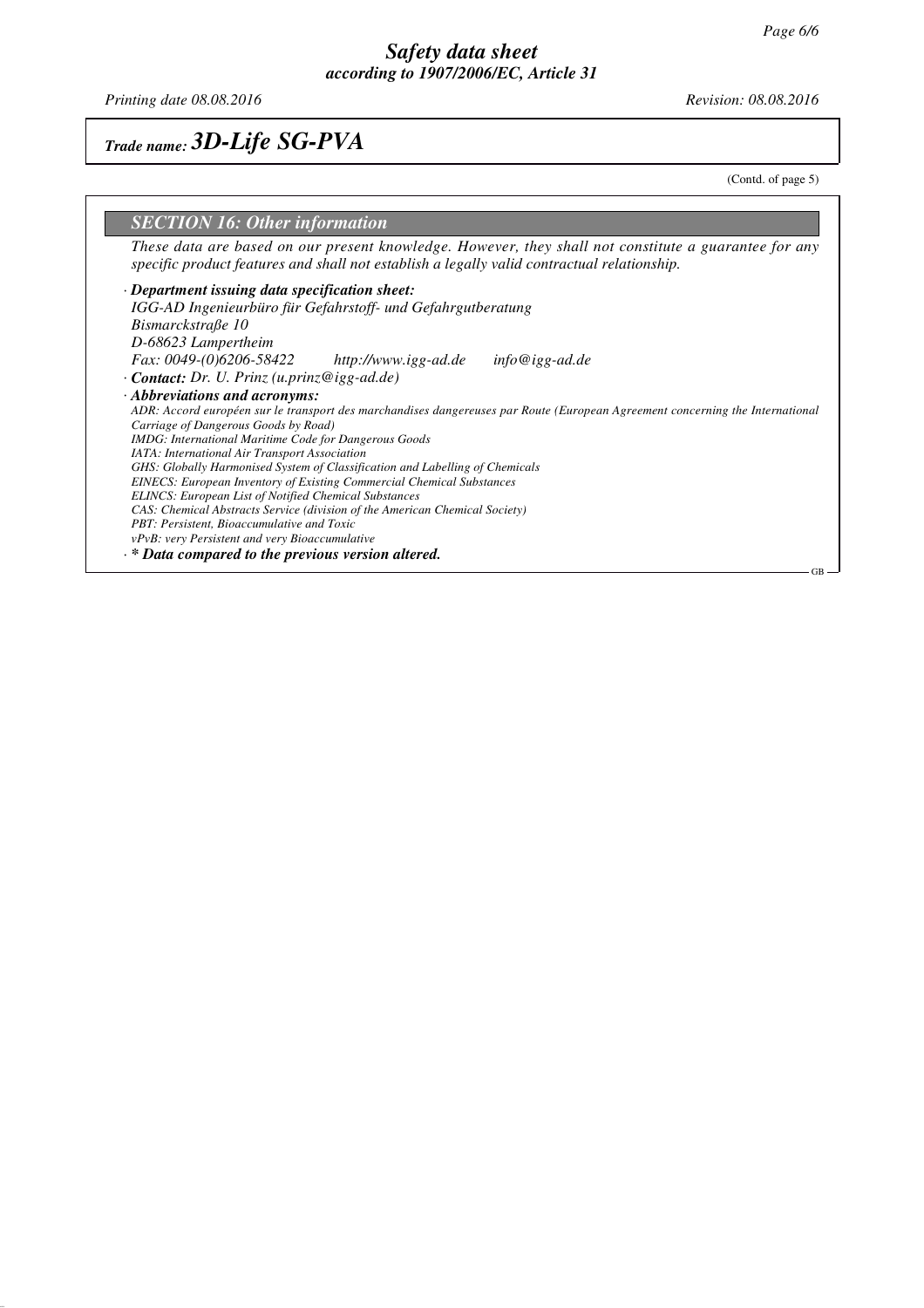*Safety data sheet*
*according to 1907/2006/EC, Article 31*

*Printing date 08.08.2016* *Revision: 08.08.2016*

# *Trade name: 3D-Life SG-PVA*

(Contd. of page 5)

## *SECTION 16: Other information*

*These data are based on our present knowledge. However, they shall not constitute a guarantee for any specific product features and shall not establish a legally valid contractual relationship.*

· ***Department issuing data specification sheet:***
*IGG-AD Ingenieurbüro für Gefahrstoff- und Gefahrgutberatung*
*Bismarckstraße 10*
*D-68623 Lampertheim*
*Fax: 0049-(0)6206-58422 http://www.igg-ad.de info@igg-ad.de*

· ***Contact:*** *Dr. U. Prinz (u.prinz@igg-ad.de)*

· ***Abbreviations and acronyms:***
*ADR: Accord européen sur le transport des marchandises dangereuses par Route (European Agreement concerning the International Carriage of Dangerous Goods by Road)*
*IMDG: International Maritime Code for Dangerous Goods*
*IATA: International Air Transport Association*
*GHS: Globally Harmonised System of Classification and Labelling of Chemicals*
*EINECS: European Inventory of Existing Commercial Chemical Substances*
*ELINCS: European List of Notified Chemical Substances*
*CAS: Chemical Abstracts Service (division of the American Chemical Society)*
*PBT: Persistent, Bioaccumulative and Toxic*
*vPvB: very Persistent and very Bioaccumulative*

· ***\* Data compared to the previous version altered.***

GB